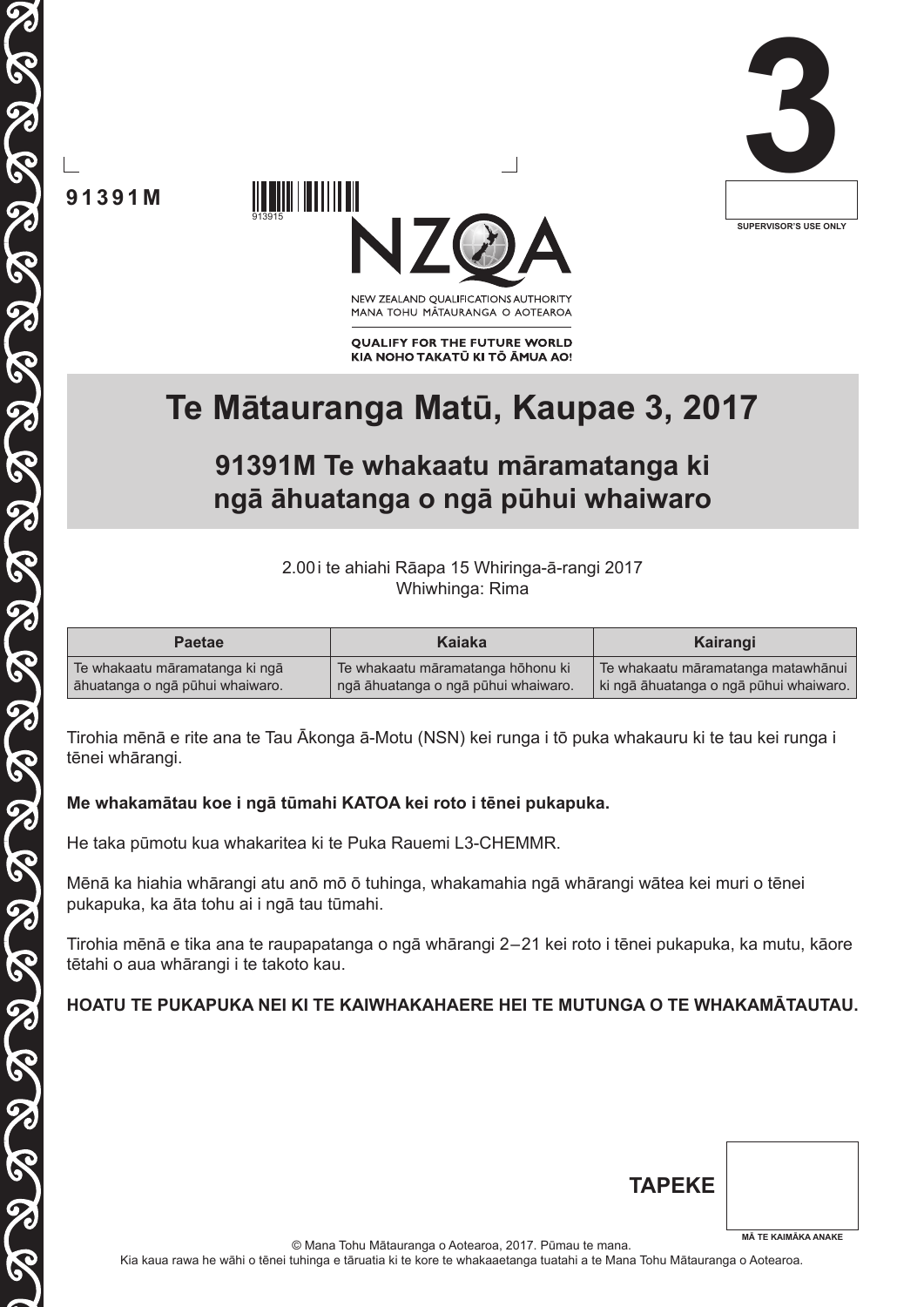91391M

3

SUPERVISOR'S USE ONLY

NEW ZEALAND QUALIFICATIONS AUTHORITY
MANA TOHU MĀTAURANGA O AOTEAROA

QUALIFY FOR THE FUTURE WORLD
KIA NOHO TAKATŪ KI TŌ ĀMUA AO!

# Te Mātauranga Matū, Kaupae 3, 2017

## 91391M Te whakaatu māramatanga ki ngā āhuatanga o ngā pūhui whaiwaro

2.00 i te ahiahi Rāapa 15 Whiringa-ā-rangi 2017
Whiwhinga: Rima

| Paetae | Kaiaka | Kairangi |
|---|---|---|
| Te whakaatu māramatanga ki ngā āhuatanga o ngā pūhui whaiwaro. | Te whakaatu māramatanga hōhonu ki ngā āhuatanga o ngā pūhui whaiwaro. | Te whakaatu māramatanga matawhānui ki ngā āhuatanga o ngā pūhui whaiwaro. |

Tirohia mēnā e rite ana te Tau Ākonga ā-Motu (NSN) kei runga i tō puka whakauru ki te tau kei runga i tēnei whārangi.

**Me whakamātau koe i ngā tūmahi KATOA kei roto i tēnei pukapuka.**

He taka pūmotu kua whakaritea ki te Puka Rauemi L3-CHEMMR.

Mēnā ka hiahia whārangi atu anō mō ō tuhinga, whakamahia ngā whārangi wātea kei muri o tēnei pukapuka, ka āta tohu ai i ngā tau tūmahi.

Tirohia mēnā e tika ana te raupapatanga o ngā whārangi 2–21 kei roto i tēnei pukapuka, ka mutu, kāore tētahi o aua whārangi i te takoto kau.

**HOATU TE PUKAPUKA NEI KI TE KAIWHAKAHAERE HEI TE MUTUNGA O TE WHAKAMĀTAUTAU.**

TAPEKE

MĀ TE KAIMĀKA ANAKE

© Mana Tohu Mātauranga o Aotearoa, 2017. Pūmau te mana.
Kia kaua rawa he wāhi o tēnei tuhinga e tāruatia ki te kore te whakaaetanga tuatahi a te Mana Tohu Mātauranga o Aotearoa.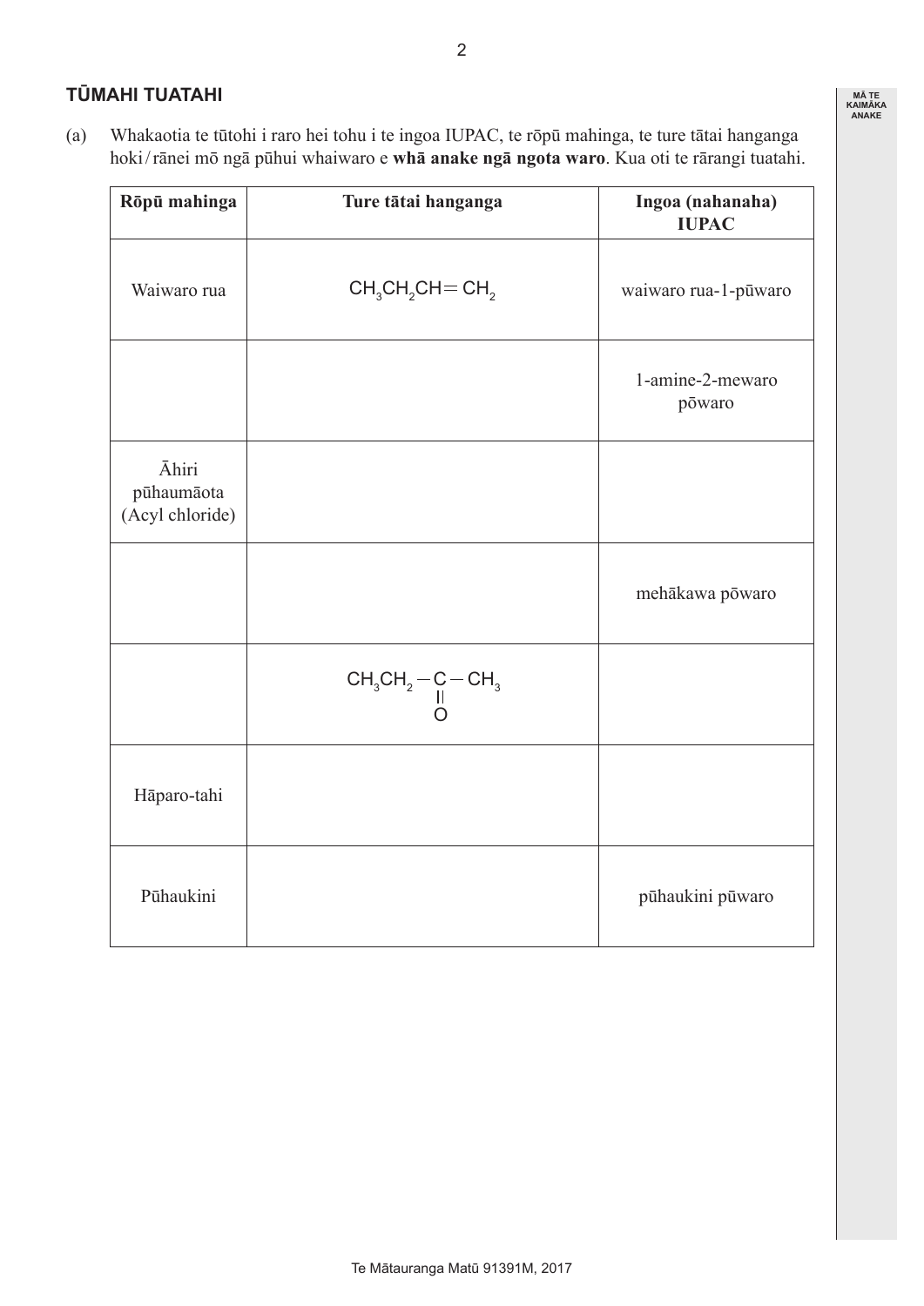## TŪMAHI TUATAHI

(a) Whakaotia te tūtohi i raro hei tohu i te ingoa IUPAC, te rōpū mahinga, te ture tātai hanganga hoki / rānei mō ngā pūhui whaiwaro e **whā anake ngā ngota waro**. Kua oti te rārangi tuatahi.

| Rōpū mahinga | Ture tātai hanganga | Ingoa (nahanaha) IUPAC |
|---|---|---|
| Waiwaro rua | $CH_3CH_2CH{=}CH_2$ | waiwaro rua-1-pūwaro |
| | | 1-amine-2-mewaro pōwaro |
| Āhiri pūhaumāota (Acyl chloride) | | |
| | | mehākawa pōwaro |
| | $CH_3CH_2{-}C({=}O){-}CH_3$ | |
| Hāparo-tahi | | |
| Pūhaukini | | pūhaukini pūwaro |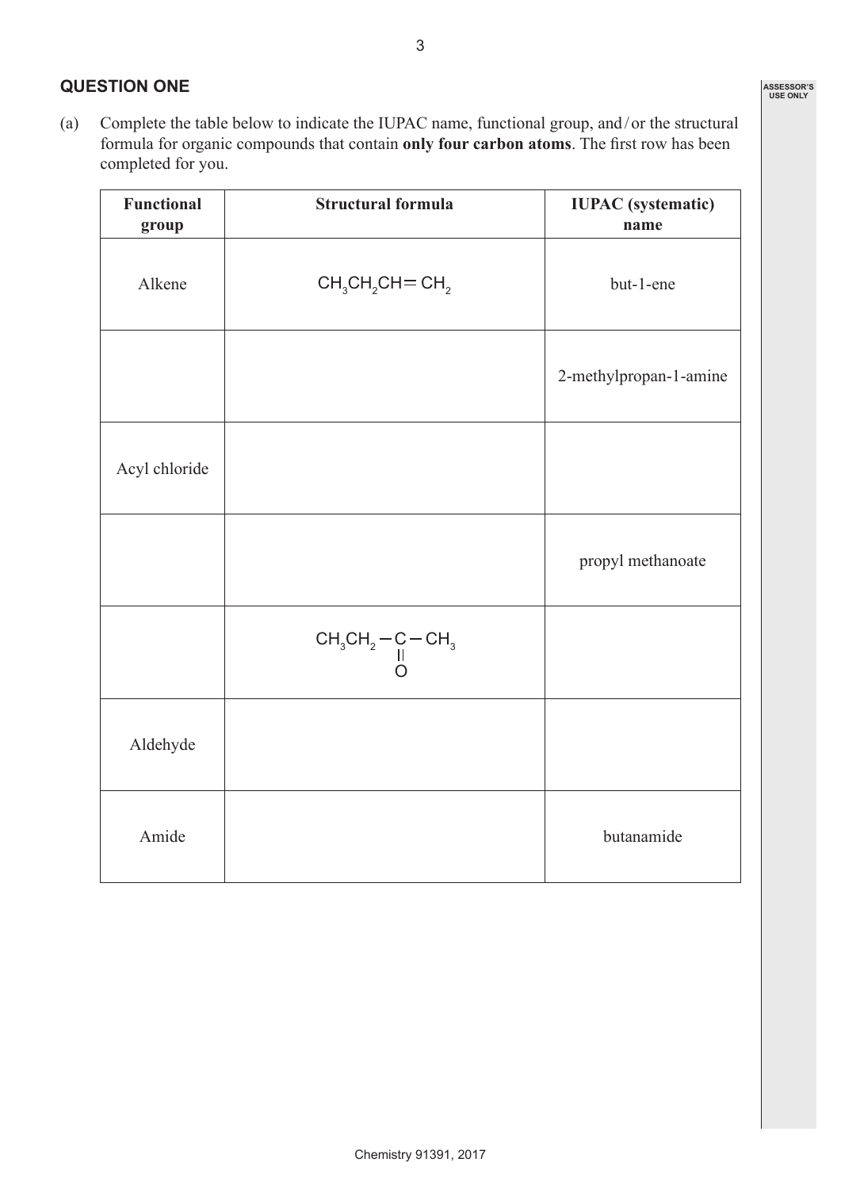## QUESTION ONE

(a) Complete the table below to indicate the IUPAC name, functional group, and / or the structural formula for organic compounds that contain **only four carbon atoms**. The first row has been completed for you.

| Functional group | Structural formula | IUPAC (systematic) name |
|---|---|---|
| Alkene | $CH_3CH_2CH{=}CH_2$ | but-1-ene |
| | | 2-methylpropan-1-amine |
| Acyl chloride | | |
| | | propyl methanoate |
| | $CH_3CH_2-\underset{\underset{\displaystyle O}{\|}}{C}-CH_3$ | |
| Aldehyde | | |
| Amide | | butanamide |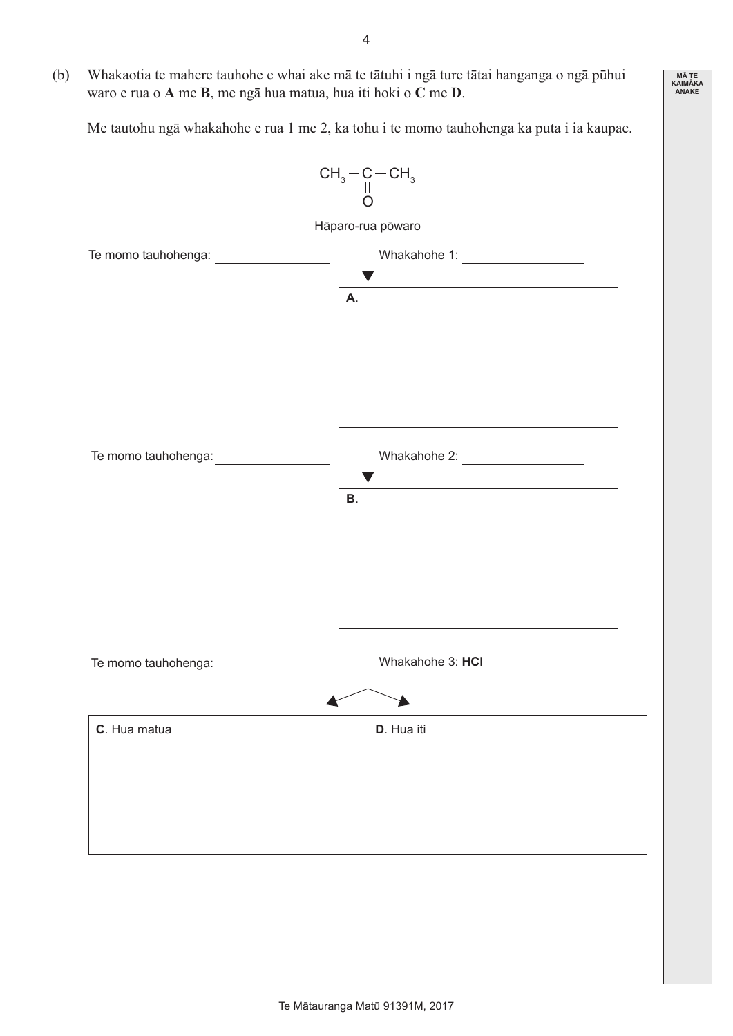(b) Whakaotia te mahere tauhohe e whai ake mā te tātuhi i ngā ture tātai hanganga o ngā pūhui waro e rua o **A** me **B**, me ngā hua matua, hua iti hoki o **C** me **D**.

Me tautohu ngā whakahohe e rua 1 me 2, ka tohu i te momo tauhohenga ka puta i ia kaupae.

$$CH_3 - \underset{\underset{O}{\|}}{C} - CH_3$$

Hāparo-rua pōwaro

Te momo tauhohenga: ________________ Whakahohe 1: ________________

**A**.

Te momo tauhohenga: ________________ Whakahohe 2: ________________

**B**.

Te momo tauhohenga: ________________ Whakahohe 3: **HCl**

| **C**. Hua matua | **D**. Hua iti |
|---|---|
| | |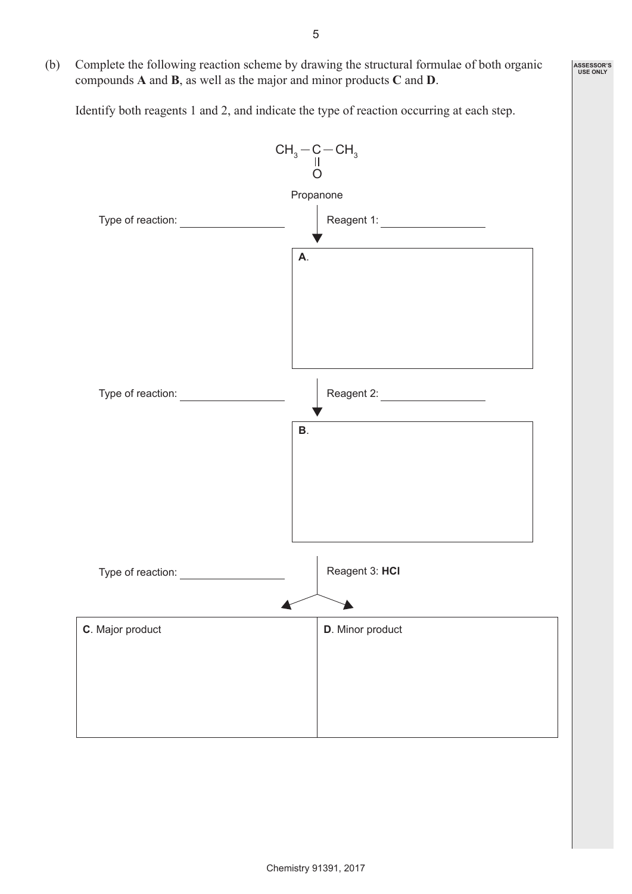(b) Complete the following reaction scheme by drawing the structural formulae of both organic compounds **A** and **B**, as well as the major and minor products **C** and **D**.

Identify both reagents 1 and 2, and indicate the type of reaction occurring at each step.

$$CH_3-\underset{\underset{O}{\|}}{C}-CH_3$$

Propanone

Type of reaction: ________________ Reagent 1: ________________

**A**.

Type of reaction: ________________ Reagent 2: ________________

**B**.

Type of reaction: ________________ Reagent 3: **HCl**

| **C**. Major product | **D**. Minor product |
|---|---|
| | |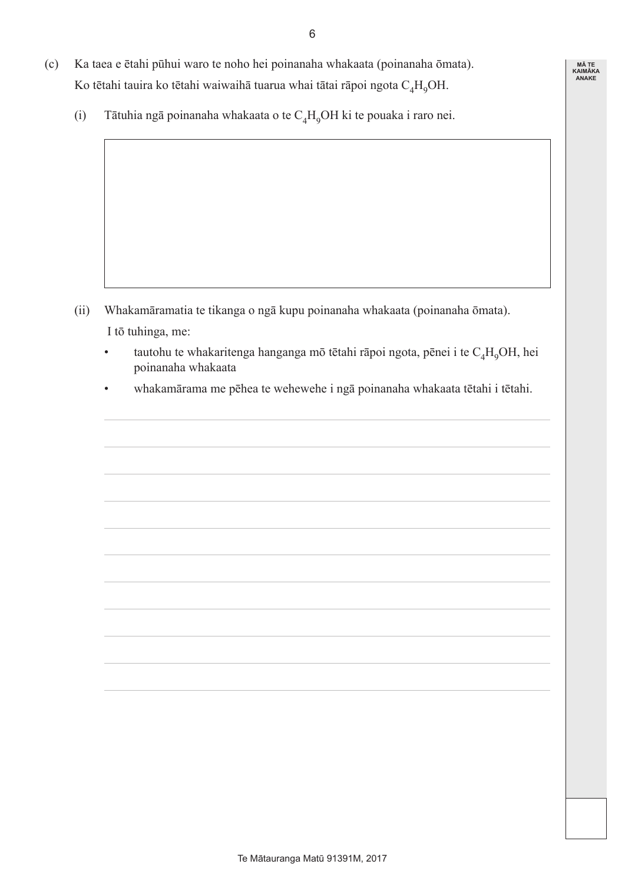(c) Ka taea e ētahi pūhui waro te noho hei poinanaha whakaata (poinanaha ōmata). Ko tētahi tauira ko tētahi waiwaihā tuarua whai tātai rāpoi ngota $C_4H_9OH$.

(i) Tātuhia ngā poinanaha whakaata o te $C_4H_9OH$ ki te pouaka i raro nei.

(ii) Whakamāramatia te tikanga o ngā kupu poinanaha whakaata (poinanaha ōmata).

I tō tuhinga, me:

- tautohu te whakaritenga hanganga mō tētahi rāpoi ngota, pēnei i te $C_4H_9OH$, hei poinanaha whakaata
- whakamārama me pēhea te wehewehe i ngā poinanaha whakaata tētahi i tētahi.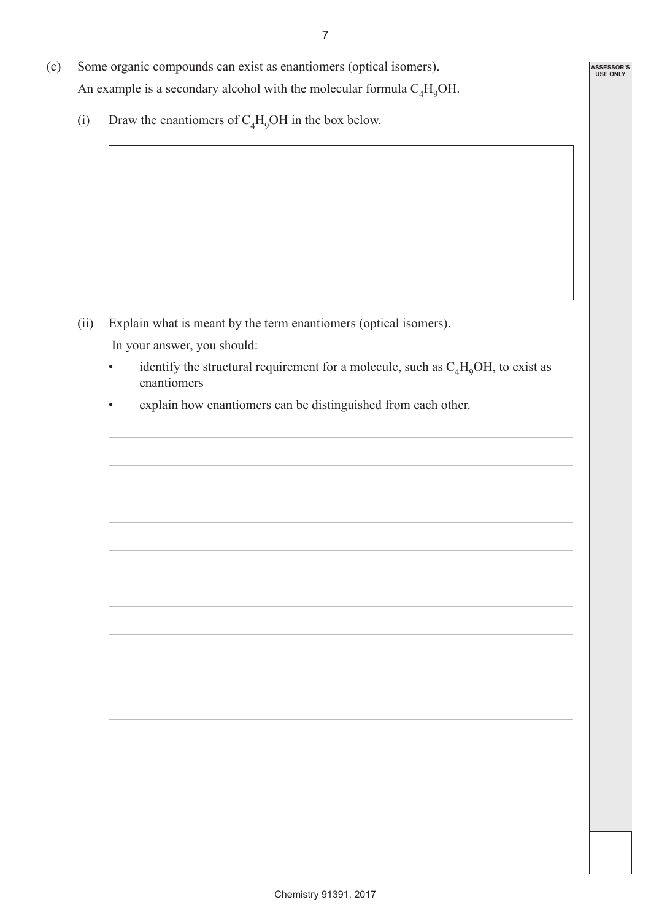(c) Some organic compounds can exist as enantiomers (optical isomers).

An example is a secondary alcohol with the molecular formula $C_4H_9OH$.

(i) Draw the enantiomers of $C_4H_9OH$ in the box below.

(ii) Explain what is meant by the term enantiomers (optical isomers).

In your answer, you should:

- identify the structural requirement for a molecule, such as $C_4H_9OH$, to exist as enantiomers
- explain how enantiomers can be distinguished from each other.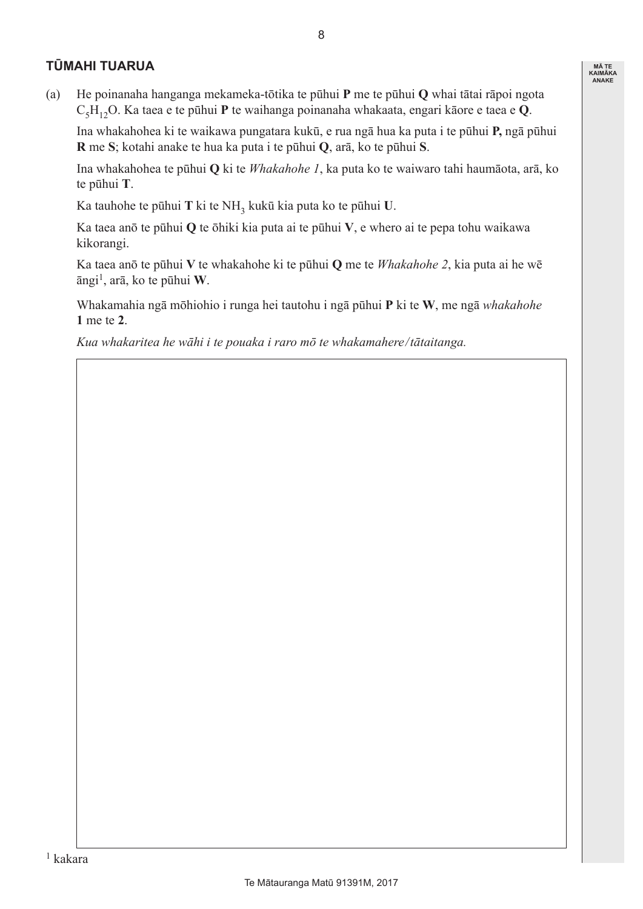## TŪMAHI TUARUA

(a) He poinanaha hanganga mekameka-tōtika te pūhui **P** me te pūhui **Q** whai tātai rāpoi ngota $C_5H_{12}O$. Ka taea e te pūhui **P** te waihanga poinanaha whakaata, engari kāore e taea e **Q**.

Ina whakahohea ki te waikawa pungatara kukū, e rua ngā hua ka puta i te pūhui **P,** ngā pūhui **R** me **S**; kotahi anake te hua ka puta i te pūhui **Q**, arā, ko te pūhui **S**.

Ina whakahohea te pūhui **Q** ki te *Whakahohe 1*, ka puta ko te waiwaro tahi haumāota, arā, ko te pūhui **T**.

Ka tauhohe te pūhui **T** ki te $NH_3$ kukū kia puta ko te pūhui **U**.

Ka taea anō te pūhui **Q** te ōhiki kia puta ai te pūhui **V**, e whero ai te pepa tohu waikawa kikorangi.

Ka taea anō te pūhui **V** te whakahohe ki te pūhui **Q** me te *Whakahohe 2*, kia puta ai he wē āngi[1], arā, ko te pūhui **W**.

Whakamahia ngā mōhiohio i runga hei tautohu i ngā pūhui **P** ki te **W**, me ngā *whakahohe* **1** me te **2**.

*Kua whakaritea he wāhi i te pouaka i raro mō te whakamahere/tātaitanga.*

[1] kakara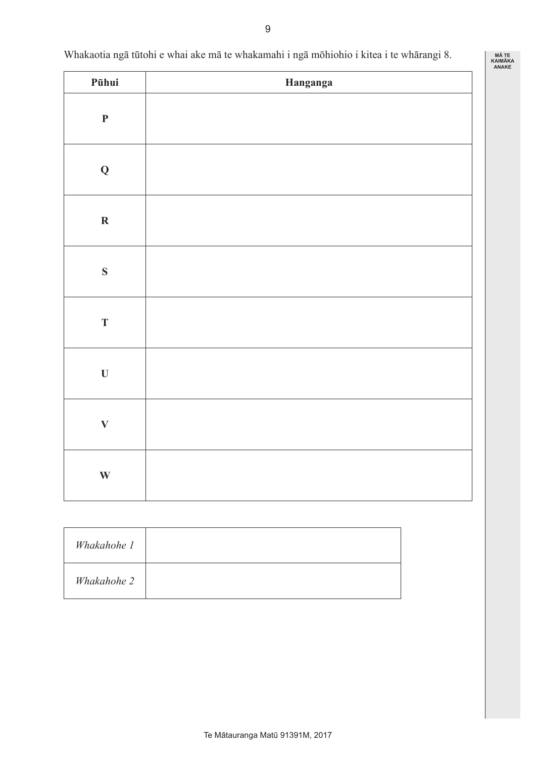Whakaotia ngā tūtohi e whai ake mā te whakamahi i ngā mōhiohio i kitea i te whārangi 8.

| Pūhui | Hanganga |
|---|---|
| **P** | |
| **Q** | |
| **R** | |
| **S** | |
| **T** | |
| **U** | |
| **V** | |
| **W** | |

| | |
|---|---|
| *Whakahohe 1* | |
| *Whakahohe 2* | |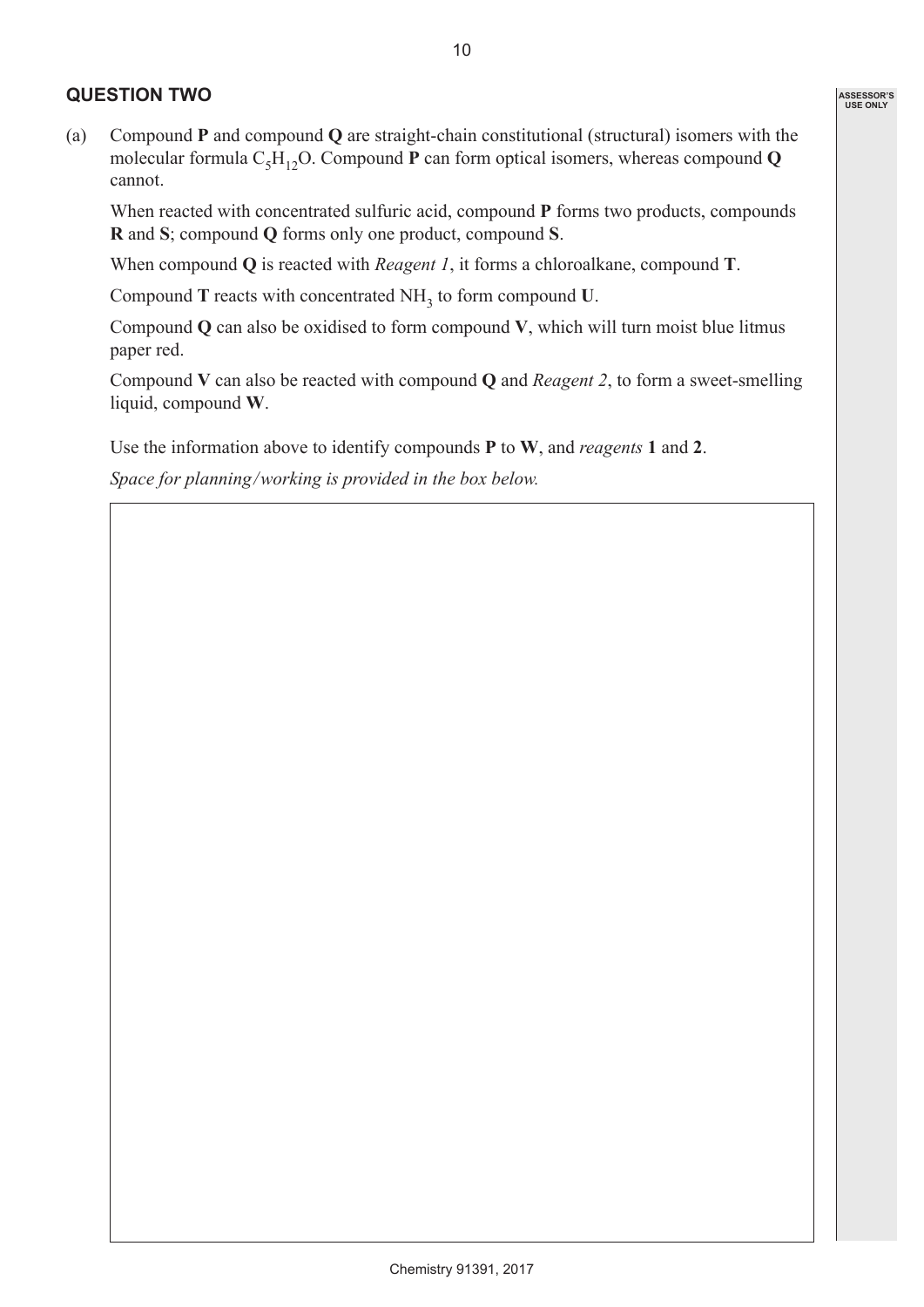## QUESTION TWO

(a) Compound **P** and compound **Q** are straight-chain constitutional (structural) isomers with the molecular formula $C_5H_{12}O$. Compound **P** can form optical isomers, whereas compound **Q** cannot.

When reacted with concentrated sulfuric acid, compound **P** forms two products, compounds **R** and **S**; compound **Q** forms only one product, compound **S**.

When compound **Q** is reacted with *Reagent 1*, it forms a chloroalkane, compound **T**.

Compound **T** reacts with concentrated $NH_3$ to form compound **U**.

Compound **Q** can also be oxidised to form compound **V**, which will turn moist blue litmus paper red.

Compound **V** can also be reacted with compound **Q** and *Reagent 2*, to form a sweet-smelling liquid, compound **W**.

Use the information above to identify compounds **P** to **W**, and *reagents* **1** and **2**.

*Space for planning/working is provided in the box below.*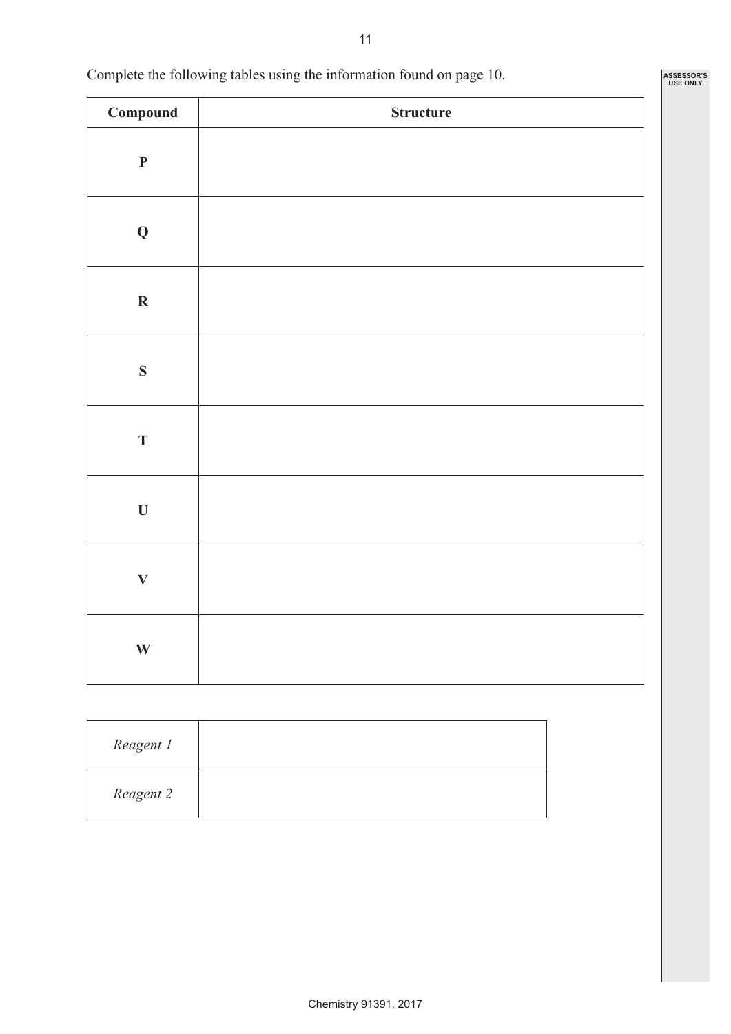Complete the following tables using the information found on page 10.

| Compound | Structure |
|---|---|
| **P** | |
| **Q** | |
| **R** | |
| **S** | |
| **T** | |
| **U** | |
| **V** | |
| **W** | |

| | |
|---|---|
| *Reagent 1* | |
| *Reagent 2* | |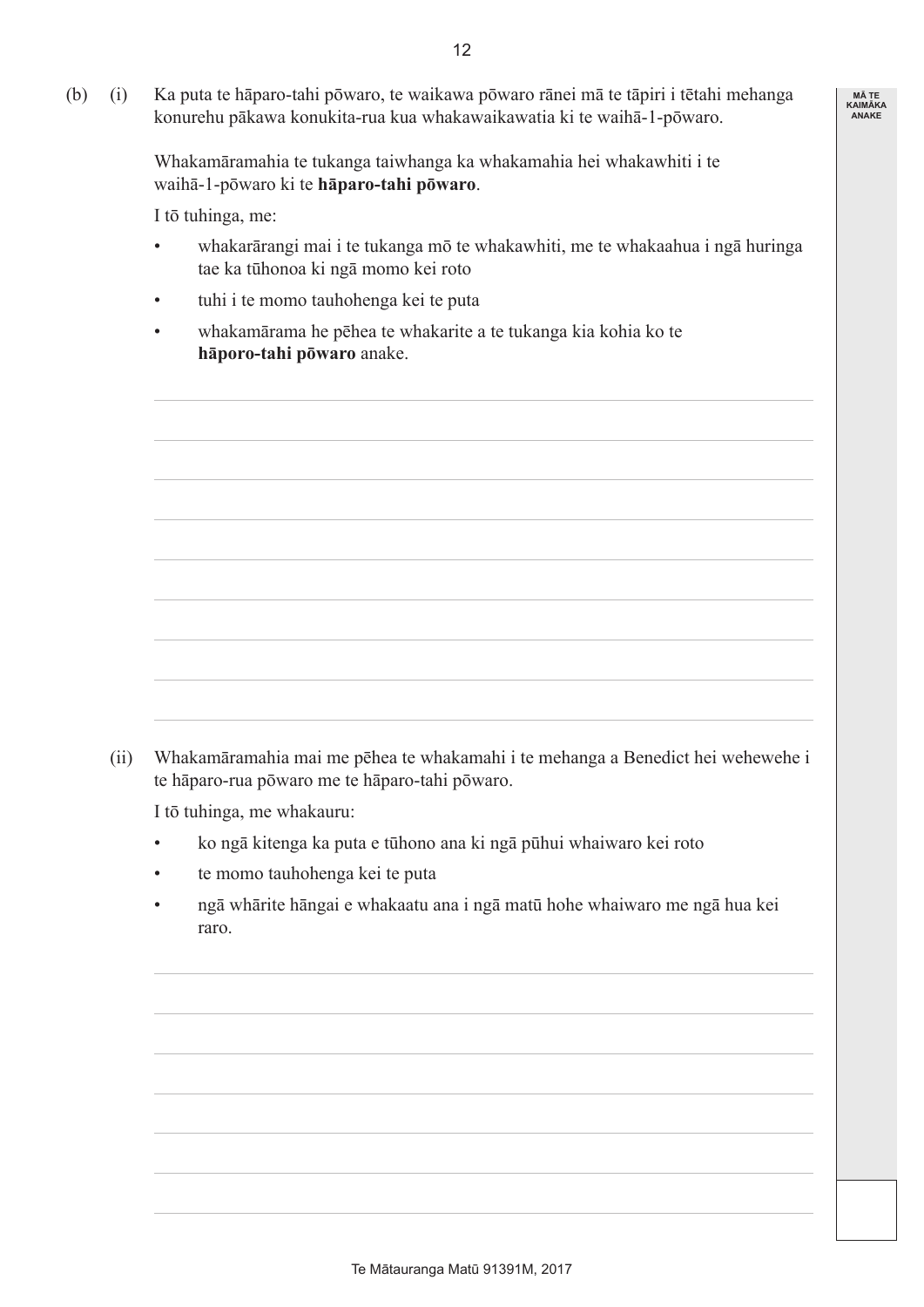(b) (i) Ka puta te hāparo-tahi pōwaro, te waikawa pōwaro rānei mā te tāpiri i tētahi mehanga konurehu pākawa konukita-rua kua whakawaikawatia ki te waihā-1-pōwaro.

Whakamāramahia te tukanga taiwhanga ka whakamahia hei whakawhiti i te waihā-1-pōwaro ki te **hāparo-tahi pōwaro**.

I tō tuhinga, me:

- whakarārangi mai i te tukanga mō te whakawhiti, me te whakaahua i ngā huringa tae ka tūhonoa ki ngā momo kei roto
- tuhi i te momo tauhohenga kei te puta
- whakamārama he pēhea te whakarite a te tukanga kia kohia ko te **hāporo-tahi pōwaro** anake.

(ii) Whakamāramahia mai me pēhea te whakamahi i te mehanga a Benedict hei wehewehe i te hāparo-rua pōwaro me te hāparo-tahi pōwaro.

I tō tuhinga, me whakauru:

- ko ngā kitenga ka puta e tūhono ana ki ngā pūhui whaiwaro kei roto
- te momo tauhohenga kei te puta
- ngā whārite hāngai e whakaatu ana i ngā matū hohe whaiwaro me ngā hua kei raro.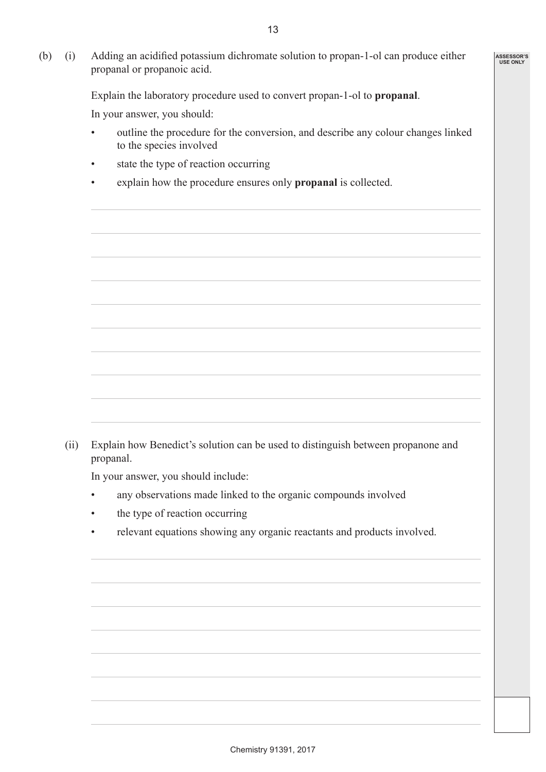(b) (i) Adding an acidified potassium dichromate solution to propan-1-ol can produce either propanal or propanoic acid.

Explain the laboratory procedure used to convert propan-1-ol to **propanal**.

In your answer, you should:

- outline the procedure for the conversion, and describe any colour changes linked to the species involved
- state the type of reaction occurring
- explain how the procedure ensures only **propanal** is collected.

(ii) Explain how Benedict's solution can be used to distinguish between propanone and propanal.

In your answer, you should include:

- any observations made linked to the organic compounds involved
- the type of reaction occurring
- relevant equations showing any organic reactants and products involved.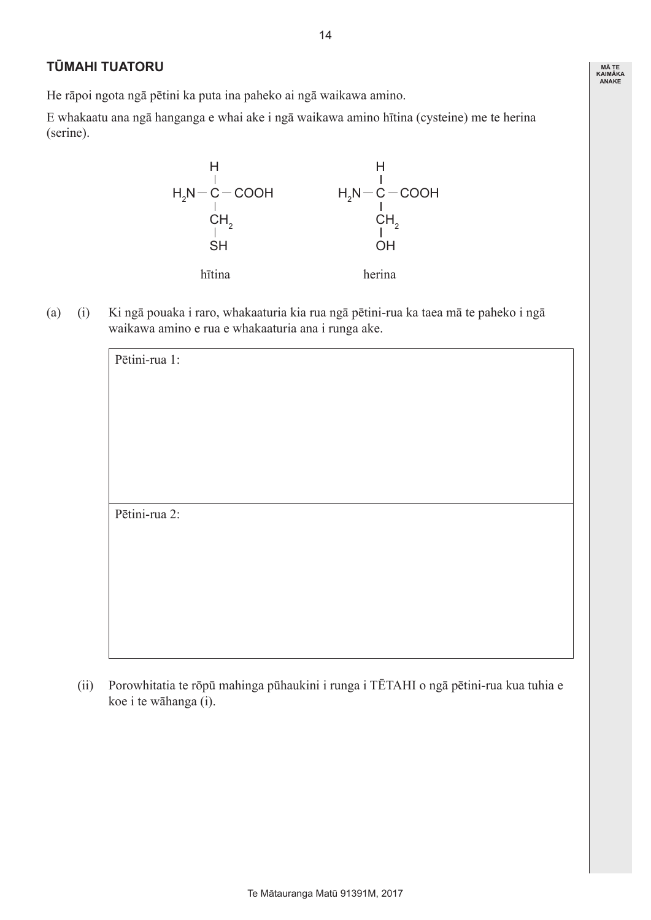## TŪMAHI TUATORU

He rāpoi ngota ngā pētini ka puta ina paheko ai ngā waikawa amino.

E whakaatu ana ngā hanganga e whai ake i ngā waikawa amino hītina (cysteine) me te herina (serine).

```
       H                    H
       |                    |
 H2N — C — COOH       H2N — C — COOH
       |                    |
      CH2                  CH2
       |                    |
      SH                   OH

    hītina               herina
```

(a) (i) Ki ngā pouaka i raro, whakaaturia kia rua ngā pētini-rua ka taea mā te paheko i ngā waikawa amino e rua e whakaaturia ana i runga ake.

| Pētini-rua 1: |
|---|
| |

| Pētini-rua 2: |
|---|
| |

(ii) Porowhitatia te rōpū mahinga pūhaukini i runga i TĒTAHI o ngā pētini-rua kua tuhia e koe i te wāhanga (i).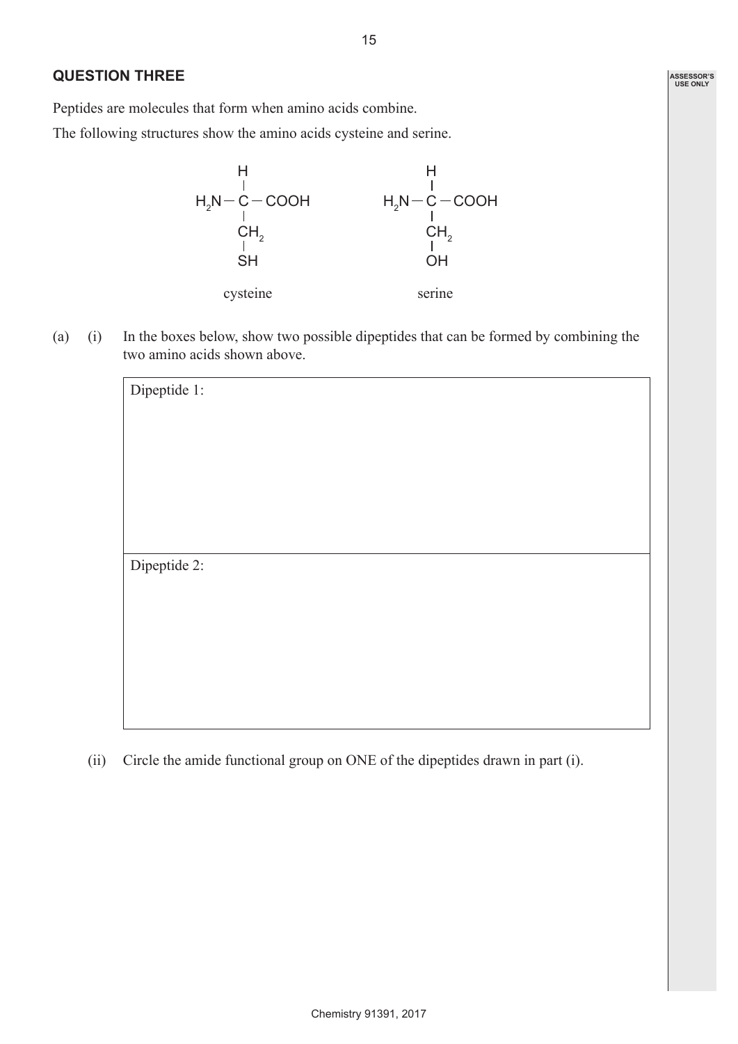## QUESTION THREE

Peptides are molecules that form when amino acids combine.

The following structures show the amino acids cysteine and serine.

```
      H                    H
      |                    |
H2N — C — COOH       H2N — C — COOH
      |                    |
      CH2                  CH2
      |                    |
      SH                   OH

   cysteine             serine
```

(a) (i) In the boxes below, show two possible dipeptides that can be formed by combining the two amino acids shown above.

| Dipeptide 1: |
|---|
| Dipeptide 2: |

(ii) Circle the amide functional group on ONE of the dipeptides drawn in part (i).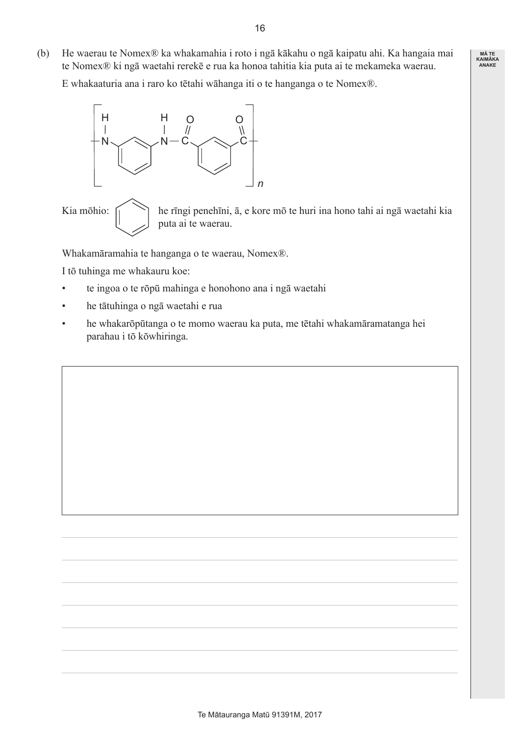(b) He waerau te Nomex® ka whakamahia i roto i ngā kākahu o ngā kaipatu ahi. Ka hangaia mai te Nomex® ki ngā waetahi rerekē e rua ka honoa tahitia kia puta ai te mekameka waerau.

E whakaaturia ana i raro ko tētahi wāhanga iti o te hanganga o te Nomex®.

Kia mōhio: he rīngi penehīni, ā, e kore mō te huri ina hono tahi ai ngā waetahi kia puta ai te waerau.

Whakamāramahia te hanganga o te waerau, Nomex®.

I tō tuhinga me whakauru koe:

- te ingoa o te rōpū mahinga e honohono ana i ngā waetahi
- he tātuhinga o ngā waetahi e rua
- he whakarōpūtanga o te momo waerau ka puta, me tētahi whakamāramatanga hei parahau i tō kōwhiringa.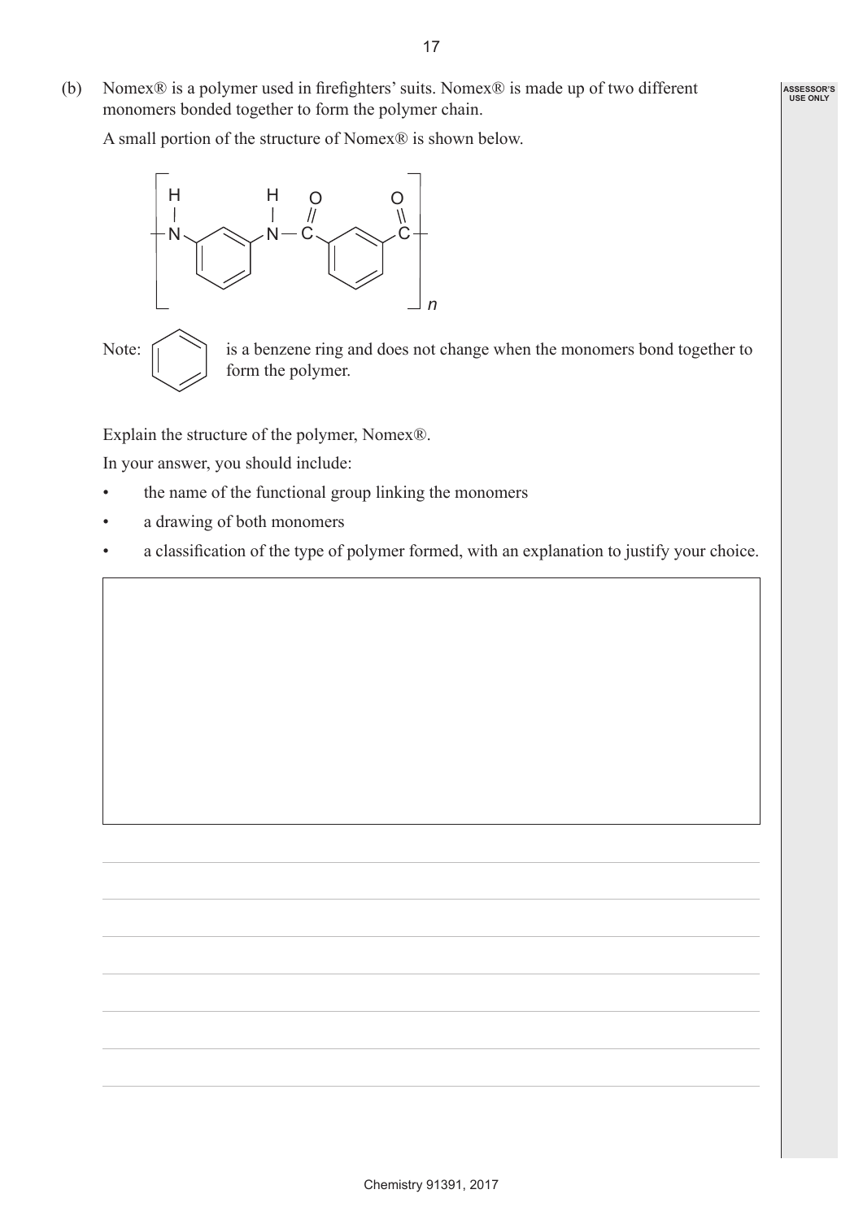(b) Nomex® is a polymer used in firefighters' suits. Nomex® is made up of two different monomers bonded together to form the polymer chain.

A small portion of the structure of Nomex® is shown below.

Note: is a benzene ring and does not change when the monomers bond together to form the polymer.

Explain the structure of the polymer, Nomex®.

In your answer, you should include:

- the name of the functional group linking the monomers
- a drawing of both monomers
- a classification of the type of polymer formed, with an explanation to justify your choice.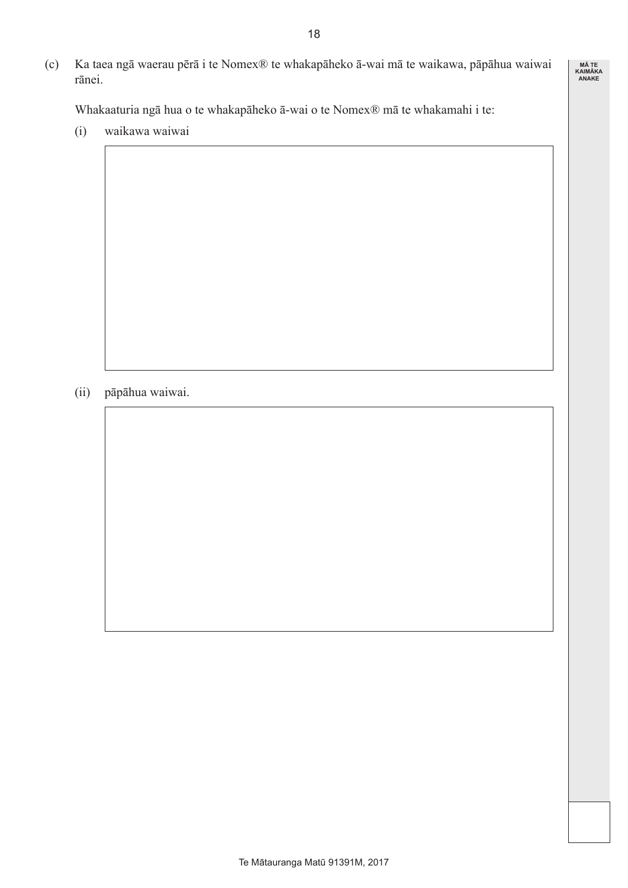(c) Ka taea ngā waerau pērā i te Nomex® te whakapāheko ā-wai mā te waikawa, pāpāhua waiwai rānei.

Whakaaturia ngā hua o te whakapāheko ā-wai o te Nomex® mā te whakamahi i te:

(i) waikawa waiwai

(ii) pāpāhua waiwai.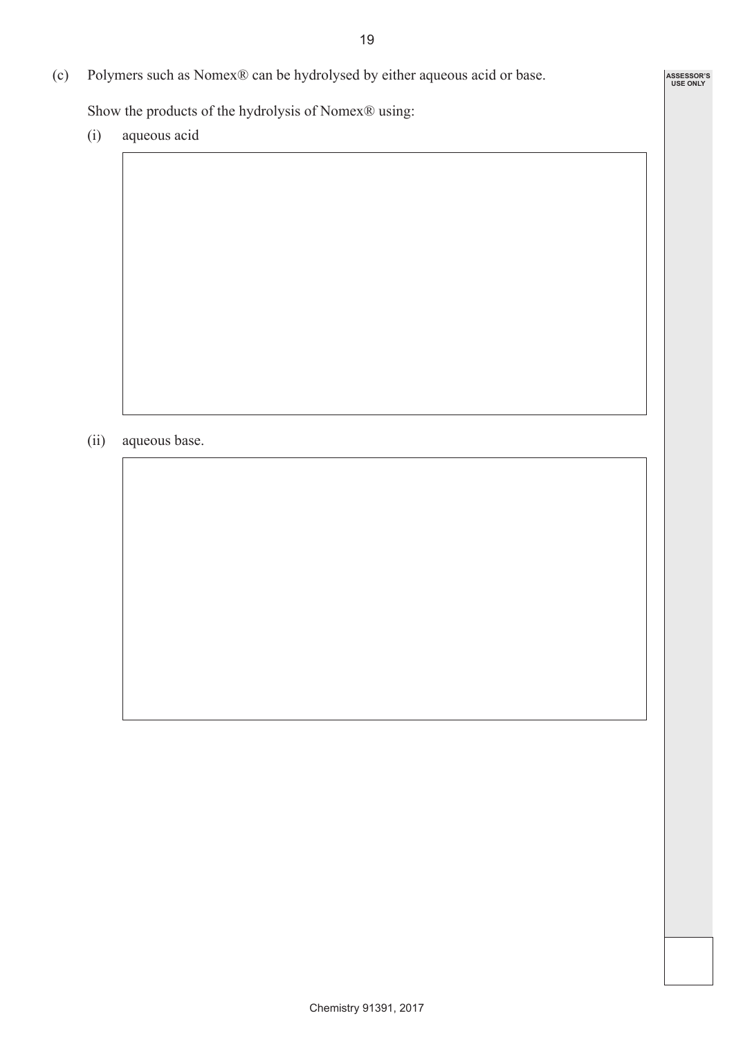(c) Polymers such as Nomex® can be hydrolysed by either aqueous acid or base.

Show the products of the hydrolysis of Nomex® using:

(i) aqueous acid

(ii) aqueous base.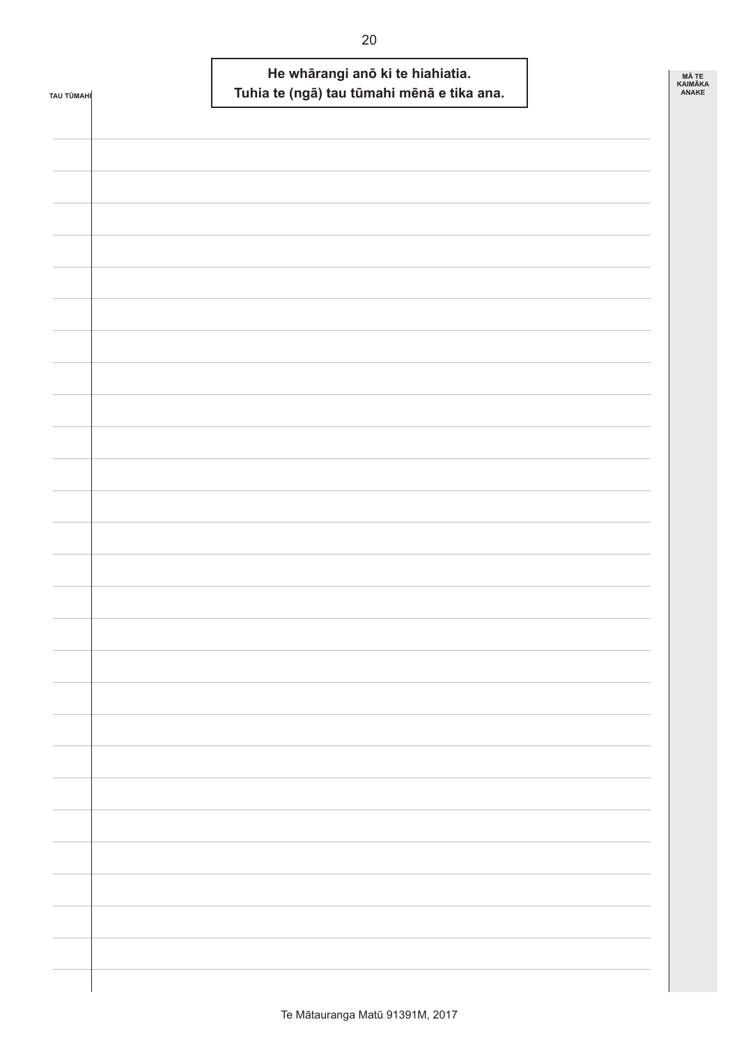**He whārangi anō ki te hiahiatia.**
**Tuhia te (ngā) tau tūmahi mēnā e tika ana.**

TAU TŪMAHI

MĀ TE KAIMĀKA ANAKE

Te Mātauranga Matū 91391M, 2017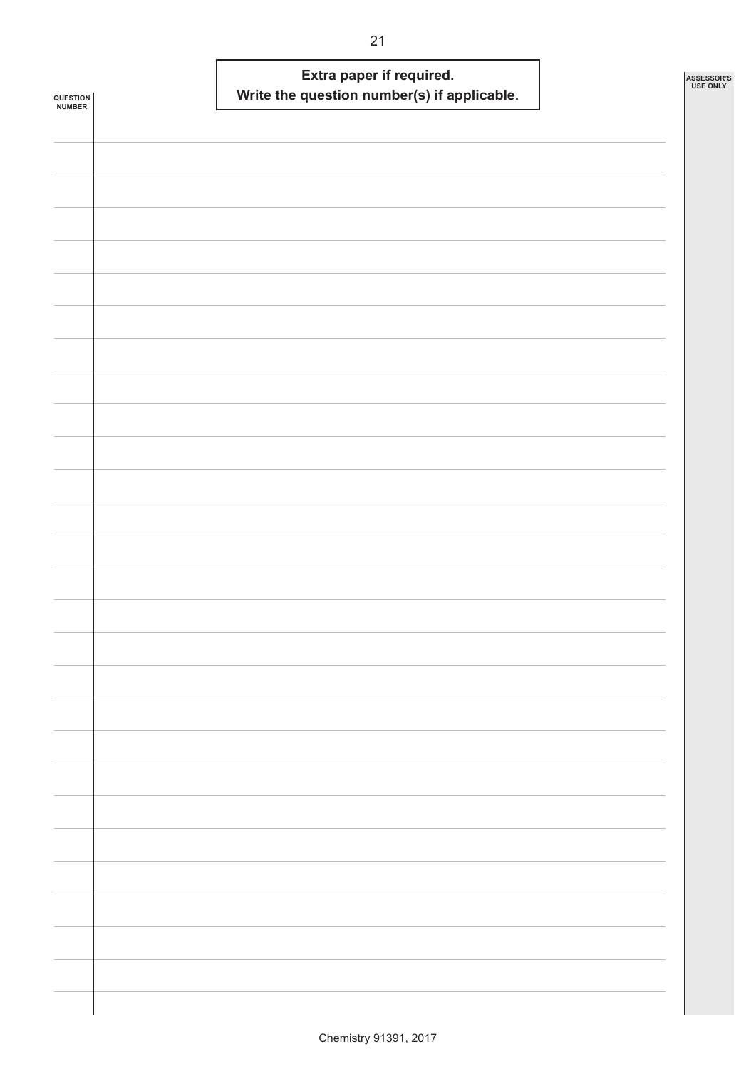**Extra paper if required.**
**Write the question number(s) if applicable.**

QUESTION NUMBER

ASSESSOR'S USE ONLY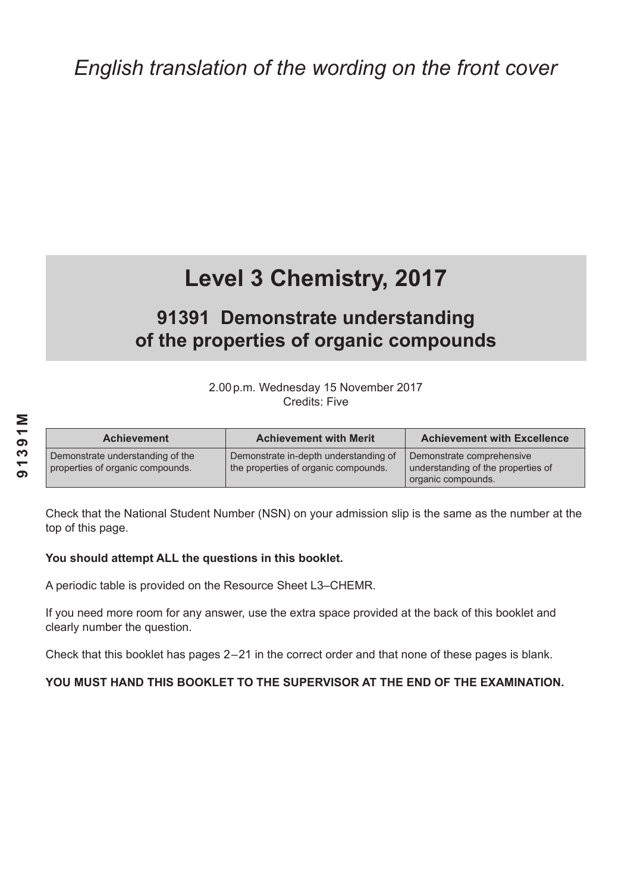*English translation of the wording on the front cover*

# Level 3 Chemistry, 2017

## 91391 Demonstrate understanding of the properties of organic compounds

2.00 p.m. Wednesday 15 November 2017
Credits: Five

| Achievement | Achievement with Merit | Achievement with Excellence |
|---|---|---|
| Demonstrate understanding of the properties of organic compounds. | Demonstrate in-depth understanding of the properties of organic compounds. | Demonstrate comprehensive understanding of the properties of organic compounds. |

Check that the National Student Number (NSN) on your admission slip is the same as the number at the top of this page.

**You should attempt ALL the questions in this booklet.**

A periodic table is provided on the Resource Sheet L3–CHEMR.

If you need more room for any answer, use the extra space provided at the back of this booklet and clearly number the question.

Check that this booklet has pages 2–21 in the correct order and that none of these pages is blank.

**YOU MUST HAND THIS BOOKLET TO THE SUPERVISOR AT THE END OF THE EXAMINATION.**